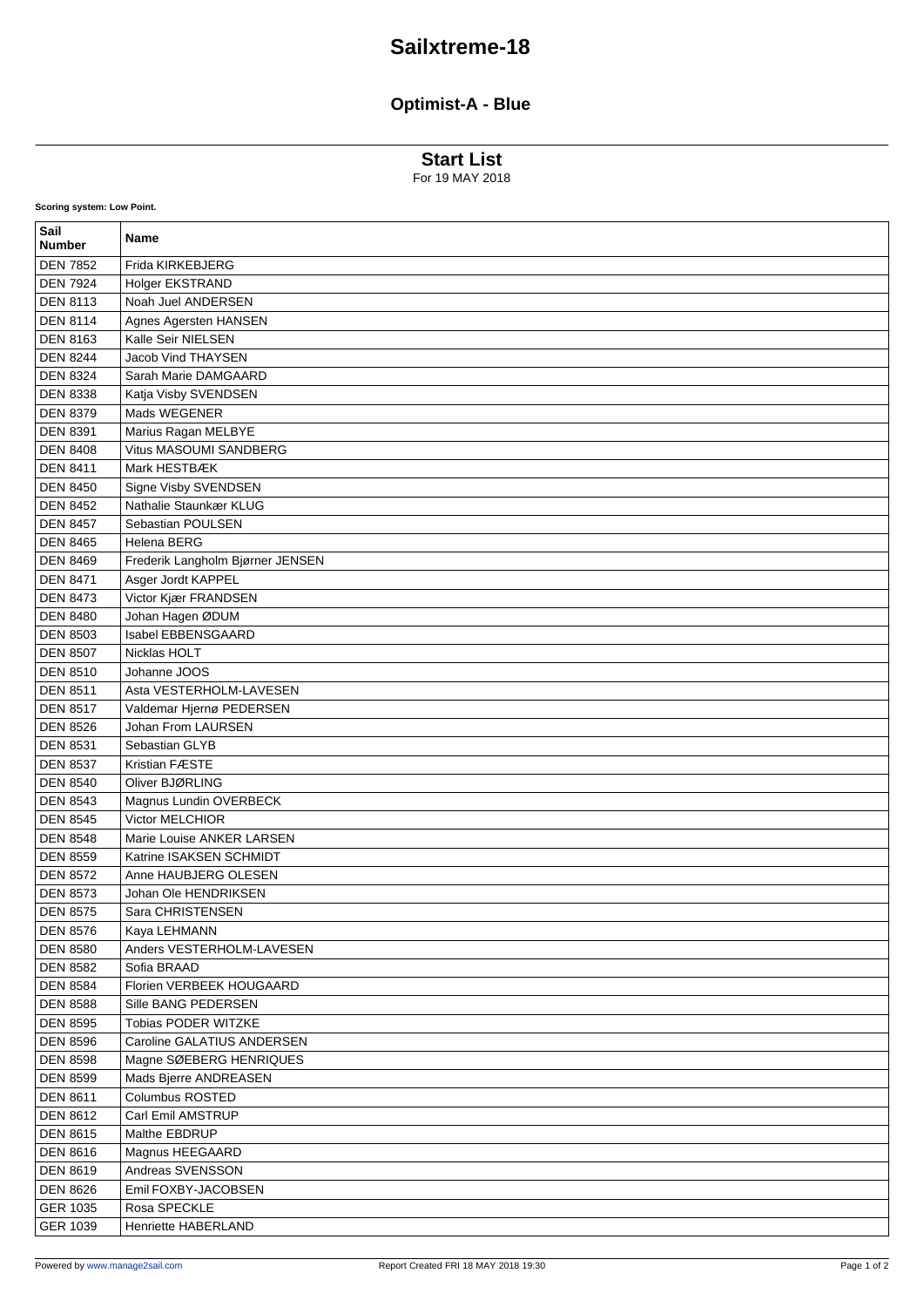# Sailxtreme-18

## Optimist-A - Blue

### Start List

For 19 MAY 2018

**Scoring system: Low Point.**

| Sail Number | Name |
| --- | --- |
| DEN 7852 | Frida KIRKEBJERG |
| DEN 7924 | Holger EKSTRAND |
| DEN 8113 | Noah Juel ANDERSEN |
| DEN 8114 | Agnes Agersten HANSEN |
| DEN 8163 | Kalle Seir NIELSEN |
| DEN 8244 | Jacob Vind THAYSEN |
| DEN 8324 | Sarah Marie DAMGAARD |
| DEN 8338 | Katja Visby SVENDSEN |
| DEN 8379 | Mads WEGENER |
| DEN 8391 | Marius Ragan MELBYE |
| DEN 8408 | Vitus MASOUMI SANDBERG |
| DEN 8411 | Mark HESTBÆK |
| DEN 8450 | Signe Visby SVENDSEN |
| DEN 8452 | Nathalie Staunkær KLUG |
| DEN 8457 | Sebastian POULSEN |
| DEN 8465 | Helena BERG |
| DEN 8469 | Frederik Langholm Bjørner JENSEN |
| DEN 8471 | Asger Jordt KAPPEL |
| DEN 8473 | Victor Kjær FRANDSEN |
| DEN 8480 | Johan Hagen ØDUM |
| DEN 8503 | Isabel EBBENSGAARD |
| DEN 8507 | Nicklas HOLT |
| DEN 8510 | Johanne JOOS |
| DEN 8511 | Asta VESTERHOLM-LAVESEN |
| DEN 8517 | Valdemar Hjernø PEDERSEN |
| DEN 8526 | Johan From LAURSEN |
| DEN 8531 | Sebastian GLYB |
| DEN 8537 | Kristian FÆSTE |
| DEN 8540 | Oliver BJØRLING |
| DEN 8543 | Magnus Lundin OVERBECK |
| DEN 8545 | Victor MELCHIOR |
| DEN 8548 | Marie Louise ANKER LARSEN |
| DEN 8559 | Katrine ISAKSEN SCHMIDT |
| DEN 8572 | Anne HAUBJERG OLESEN |
| DEN 8573 | Johan Ole HENDRIKSEN |
| DEN 8575 | Sara CHRISTENSEN |
| DEN 8576 | Kaya LEHMANN |
| DEN 8580 | Anders VESTERHOLM-LAVESEN |
| DEN 8582 | Sofia BRAAD |
| DEN 8584 | Florien VERBEEK HOUGAARD |
| DEN 8588 | Sille BANG PEDERSEN |
| DEN 8595 | Tobias PODER WITZKE |
| DEN 8596 | Caroline GALATIUS ANDERSEN |
| DEN 8598 | Magne SØEBERG HENRIQUES |
| DEN 8599 | Mads Bjerre ANDREASEN |
| DEN 8611 | Columbus ROSTED |
| DEN 8612 | Carl Emil AMSTRUP |
| DEN 8615 | Malthe EBDRUP |
| DEN 8616 | Magnus HEEGAARD |
| DEN 8619 | Andreas SVENSSON |
| DEN 8626 | Emil FOXBY-JACOBSEN |
| GER 1035 | Rosa SPECKLE |
| GER 1039 | Henriette HABERLAND |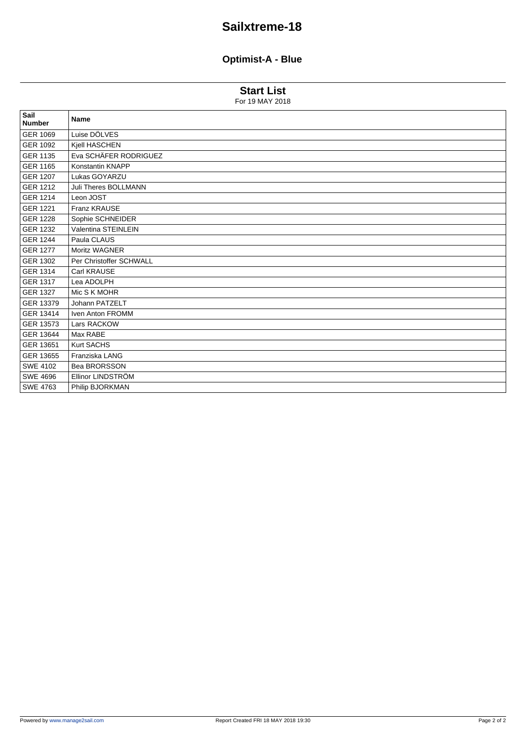# Sailxtreme-18

## Optimist-A - Blue

### Start List

For 19 MAY 2018

| Sail Number | Name |
| --- | --- |
| GER 1069 | Luise DÖLVES |
| GER 1092 | Kjell HASCHEN |
| GER 1135 | Eva SCHÄFER RODRIGUEZ |
| GER 1165 | Konstantin KNAPP |
| GER 1207 | Lukas GOYARZU |
| GER 1212 | Juli Theres BOLLMANN |
| GER 1214 | Leon JOST |
| GER 1221 | Franz KRAUSE |
| GER 1228 | Sophie SCHNEIDER |
| GER 1232 | Valentina STEINLEIN |
| GER 1244 | Paula CLAUS |
| GER 1277 | Moritz WAGNER |
| GER 1302 | Per Christoffer SCHWALL |
| GER 1314 | Carl KRAUSE |
| GER 1317 | Lea ADOLPH |
| GER 1327 | Mic S K MOHR |
| GER 13379 | Johann PATZELT |
| GER 13414 | Iven Anton FROMM |
| GER 13573 | Lars RACKOW |
| GER 13644 | Max RABE |
| GER 13651 | Kurt SACHS |
| GER 13655 | Franziska LANG |
| SWE 4102 | Bea BRORSSON |
| SWE 4696 | Ellinor LINDSTRÖM |
| SWE 4763 | Philip BJORKMAN |

Powered by www.manage2sail.com    Report Created FRI 18 MAY 2018 19:30